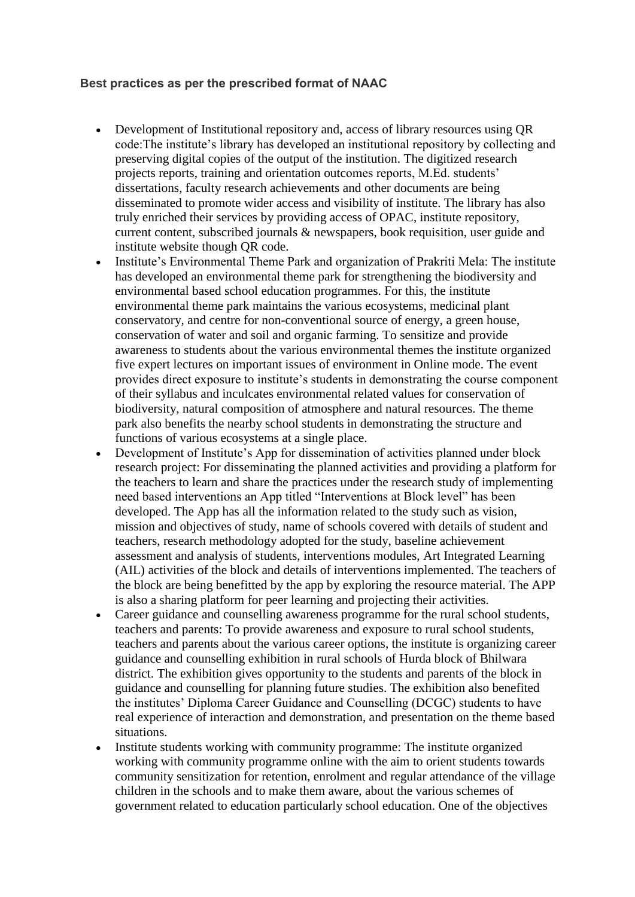**Best practices as per the prescribed format of NAAC**

- Development of Institutional repository and, access of library resources using QR code:The institute's library has developed an institutional repository by collecting and preserving digital copies of the output of the institution. The digitized research projects reports, training and orientation outcomes reports, M.Ed. students' dissertations, faculty research achievements and other documents are being disseminated to promote wider access and visibility of institute. The library has also truly enriched their services by providing access of OPAC, institute repository, current content, subscribed journals & newspapers, book requisition, user guide and institute website though QR code.
- Institute's Environmental Theme Park and organization of Prakriti Mela: The institute has developed an environmental theme park for strengthening the biodiversity and environmental based school education programmes. For this, the institute environmental theme park maintains the various ecosystems, medicinal plant conservatory, and centre for non-conventional source of energy, a green house, conservation of water and soil and organic farming. To sensitize and provide awareness to students about the various environmental themes the institute organized five expert lectures on important issues of environment in Online mode. The event provides direct exposure to institute's students in demonstrating the course component of their syllabus and inculcates environmental related values for conservation of biodiversity, natural composition of atmosphere and natural resources. The theme park also benefits the nearby school students in demonstrating the structure and functions of various ecosystems at a single place.
- Development of Institute's App for dissemination of activities planned under block research project: For disseminating the planned activities and providing a platform for the teachers to learn and share the practices under the research study of implementing need based interventions an App titled "Interventions at Block level" has been developed. The App has all the information related to the study such as vision, mission and objectives of study, name of schools covered with details of student and teachers, research methodology adopted for the study, baseline achievement assessment and analysis of students, interventions modules, Art Integrated Learning (AIL) activities of the block and details of interventions implemented. The teachers of the block are being benefitted by the app by exploring the resource material. The APP is also a sharing platform for peer learning and projecting their activities.
- Career guidance and counselling awareness programme for the rural school students, teachers and parents: To provide awareness and exposure to rural school students, teachers and parents about the various career options, the institute is organizing career guidance and counselling exhibition in rural schools of Hurda block of Bhilwara district. The exhibition gives opportunity to the students and parents of the block in guidance and counselling for planning future studies. The exhibition also benefited the institutes' Diploma Career Guidance and Counselling (DCGC) students to have real experience of interaction and demonstration, and presentation on the theme based situations.
- Institute students working with community programme: The institute organized working with community programme online with the aim to orient students towards community sensitization for retention, enrolment and regular attendance of the village children in the schools and to make them aware, about the various schemes of government related to education particularly school education. One of the objectives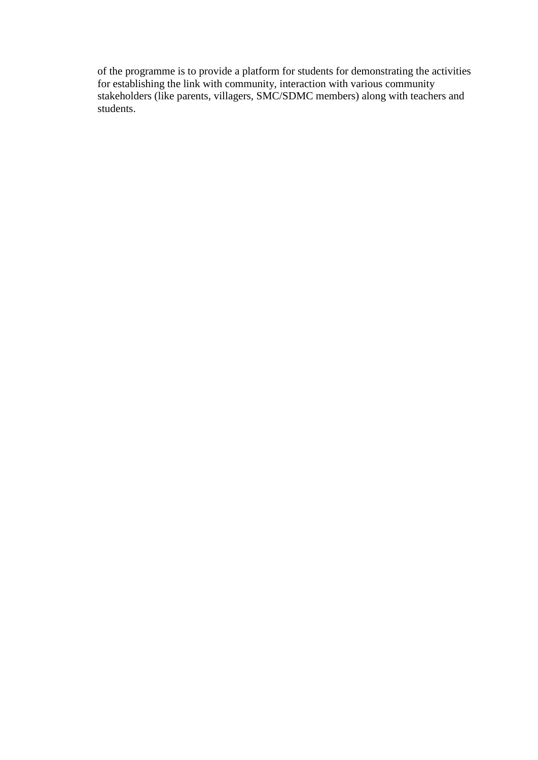of the programme is to provide a platform for students for demonstrating the activities for establishing the link with community, interaction with various community stakeholders (like parents, villagers, SMC/SDMC members) along with teachers and students.